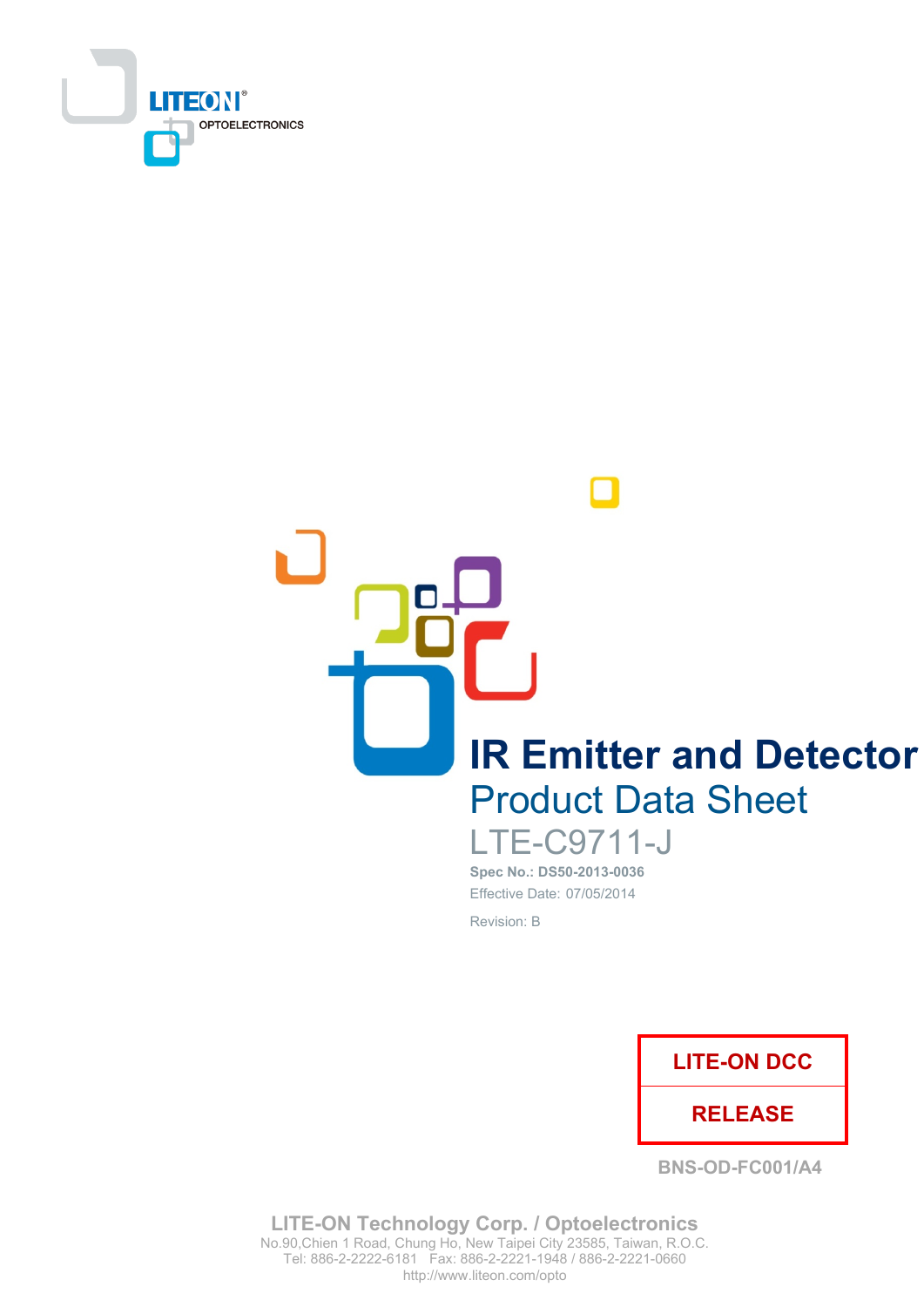LITEON OPTOELECTRONICS

# IR Emitter and Detector

## Product Data Sheet

LTE-C9711-J

**Spec No.: DS50-2013-0036**

Effective Date: 07/05/2014

Revision: B

| LITE-ON DCC |
| --- |
| RELEASE |

BNS-OD-FC001/A4

**LITE-ON Technology Corp. / Optoelectronics**
No.90,Chien 1 Road, Chung Ho, New Taipei City 23585, Taiwan, R.O.C.
Tel: 886-2-2222-6181 Fax: 886-2-2221-1948 / 886-2-2221-0660
http://www.liteon.com/opto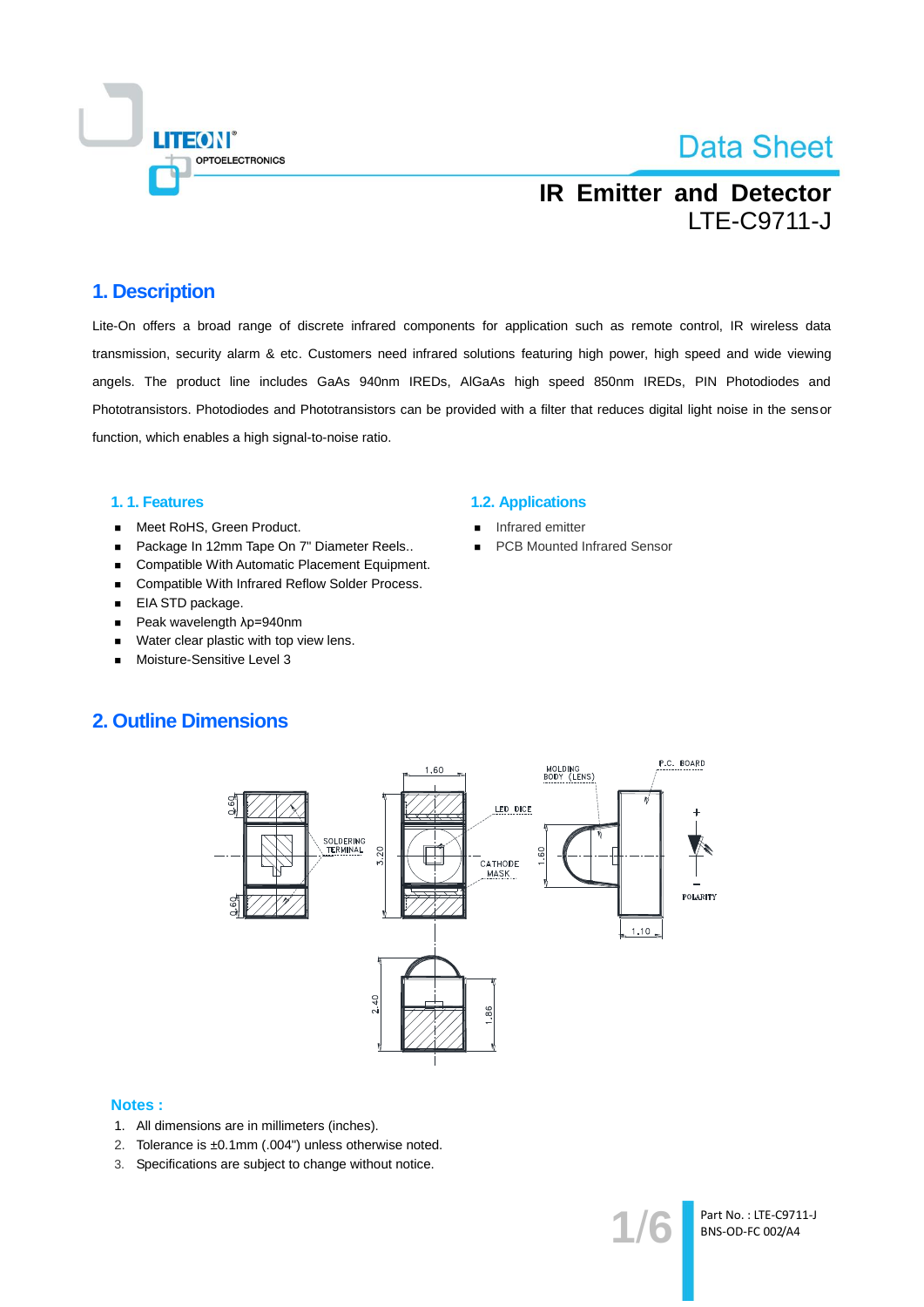# Data Sheet

## IR Emitter and Detector
## LTE-C9711-J

## 1. Description

Lite-On offers a broad range of discrete infrared components for application such as remote control, IR wireless data transmission, security alarm & etc. Customers need infrared solutions featuring high power, high speed and wide viewing angels. The product line includes GaAs 940nm IREDs, AlGaAs high speed 850nm IREDs, PIN Photodiodes and Phototransistors. Photodiodes and Phototransistors can be provided with a filter that reduces digital light noise in the sensor function, which enables a high signal-to-noise ratio.

### 1. 1. Features

- Meet RoHS, Green Product.
- Package In 12mm Tape On 7" Diameter Reels..
- Compatible With Automatic Placement Equipment.
- Compatible With Infrared Reflow Solder Process.
- EIA STD package.
- Peak wavelength λp=940nm
- Water clear plastic with top view lens.
- Moisture-Sensitive Level 3

### 1.2. Applications

- Infrared emitter
- PCB Mounted Infrared Sensor

## 2. Outline Dimensions

### Notes :

1. All dimensions are in millimeters (inches).
2. Tolerance is ±0.1mm (.004") unless otherwise noted.
3. Specifications are subject to change without notice.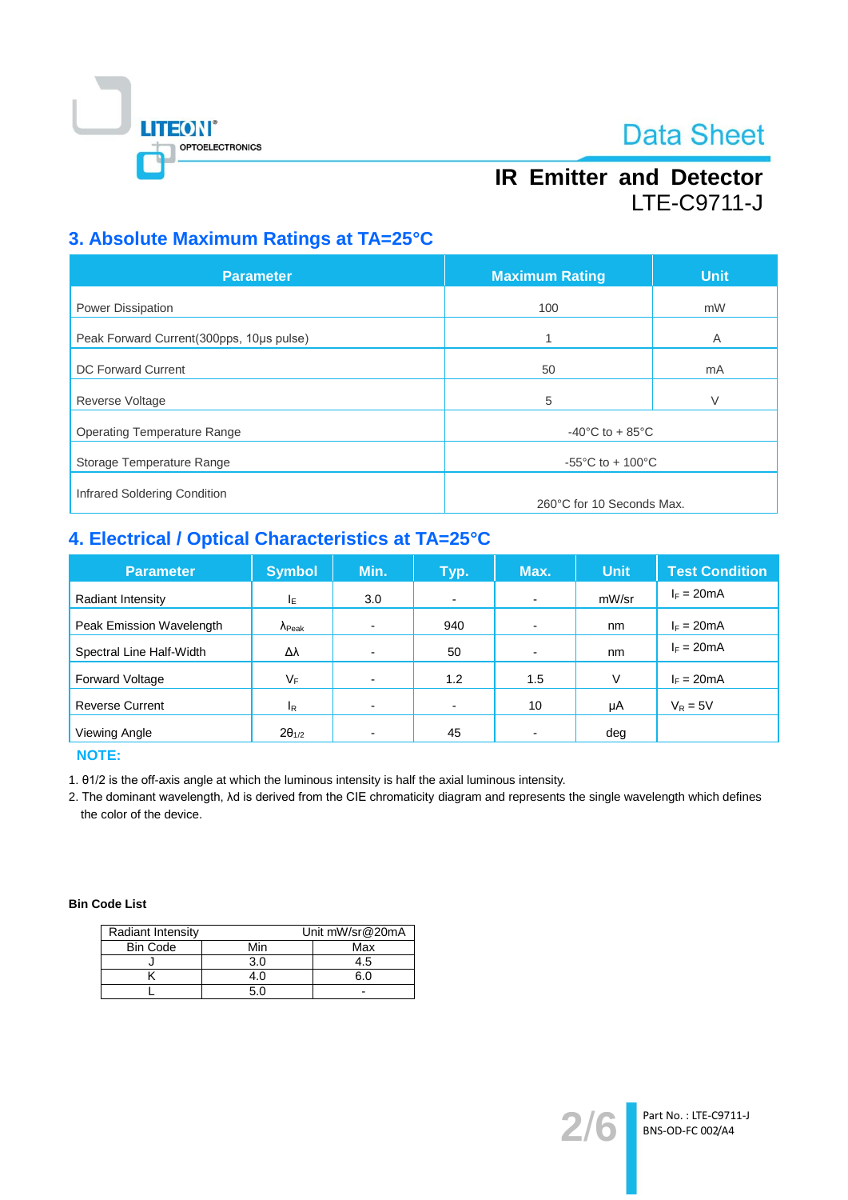## 3. Absolute Maximum Ratings at TA=25°C

| Parameter | Maximum Rating | Unit |
|---|---|---|
| Power Dissipation | 100 | mW |
| Peak Forward Current(300pps, 10μs pulse) | 1 | A |
| DC Forward Current | 50 | mA |
| Reverse Voltage | 5 | V |
| Operating Temperature Range | -40°C to + 85°C | |
| Storage Temperature Range | -55°C to + 100°C | |
| Infrared Soldering Condition | 260°C for 10 Seconds Max. | |

## 4. Electrical / Optical Characteristics at TA=25°C

| Parameter | Symbol | Min. | Typ. | Max. | Unit | Test Condition |
|---|---|---|---|---|---|---|
| Radiant Intensity | $I_E$ | 3.0 | - | - | mW/sr | $I_F$ = 20mA |
| Peak Emission Wavelength | $\lambda_{Peak}$ | - | 940 | - | nm | $I_F$ = 20mA |
| Spectral Line Half-Width | $\Delta\lambda$ | - | 50 | - | nm | $I_F$ = 20mA |
| Forward Voltage | $V_F$ | - | 1.2 | 1.5 | V | $I_F$ = 20mA |
| Reverse Current | $I_R$ | - | - | 10 | μA | $V_R$ = 5V |
| Viewing Angle | $2\theta_{1/2}$ | - | 45 | - | deg | |

**NOTE:**

1. θ1/2 is the off-axis angle at which the luminous intensity is half the axial luminous intensity.
2. The dominant wavelength, λd is derived from the CIE chromaticity diagram and represents the single wavelength which defines the color of the device.

**Bin Code List**

| Radiant Intensity | | Unit mW/sr@20mA |
|---|---|---|
| Bin Code | Min | Max |
| J | 3.0 | 4.5 |
| K | 4.0 | 6.0 |
| L | 5.0 | - |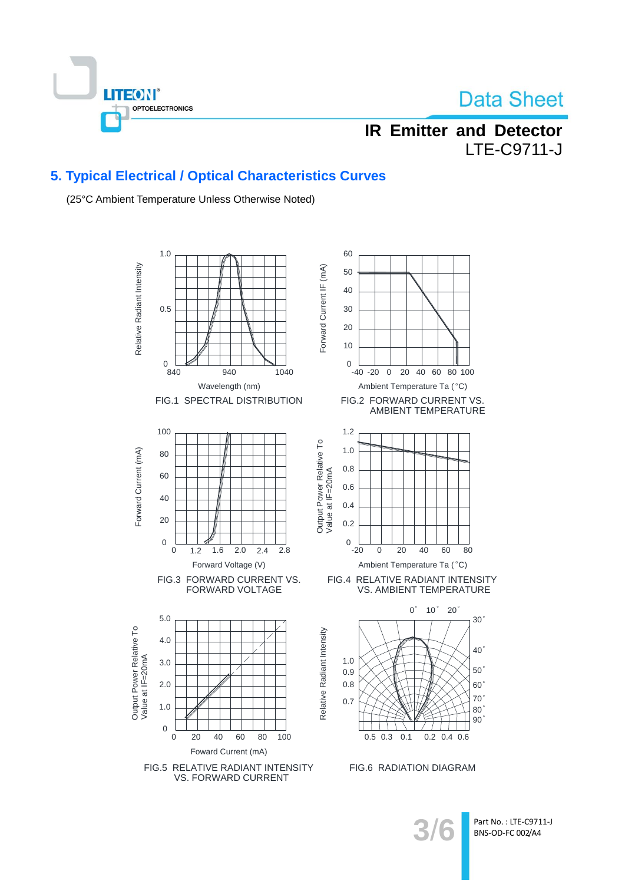## 5. Typical Electrical / Optical Characteristics Curves

(25°C Ambient Temperature Unless Otherwise Noted)

FIG.1 SPECTRAL DISTRIBUTION

FIG.2 FORWARD CURRENT VS. AMBIENT TEMPERATURE

FIG.3 FORWARD CURRENT VS. FORWARD VOLTAGE

FIG.4 RELATIVE RADIANT INTENSITY VS. AMBIENT TEMPERATURE

FIG.5 RELATIVE RADIANT INTENSITY VS. FORWARD CURRENT

FIG.6 RADIATION DIAGRAM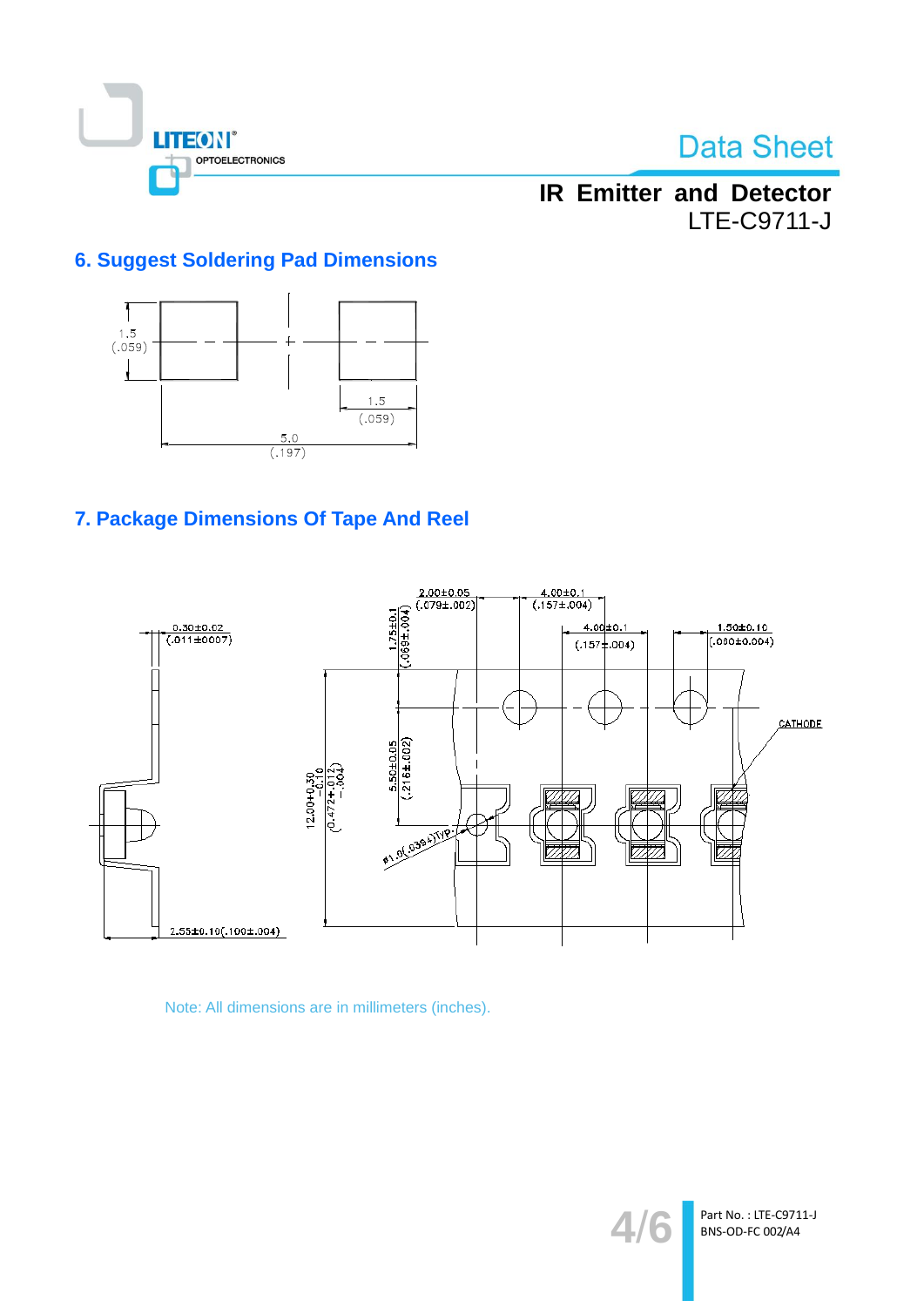## 6. Suggest Soldering Pad Dimensions

1.5 (.059)

1.5 (.059)

5.0 (.197)

## 7. Package Dimensions Of Tape And Reel

0.30±0.02 (.011±.0007)

2.00±0.05 (.079±.002)

4.00±0.1 (.157±.004)

4.00±0.1 (.157±.004)

1.50±0.10 (.060±0.004)

1.75±0.1 (.069±.004)

5.50±0.05 (.216±.002)

12.00+0.30 −0.10 (0.472+.012 −.004)

Φ1.0(.039)TYP.

CATHODE

2.55±0.10(.100±.004)

Note: All dimensions are in millimeters (inches).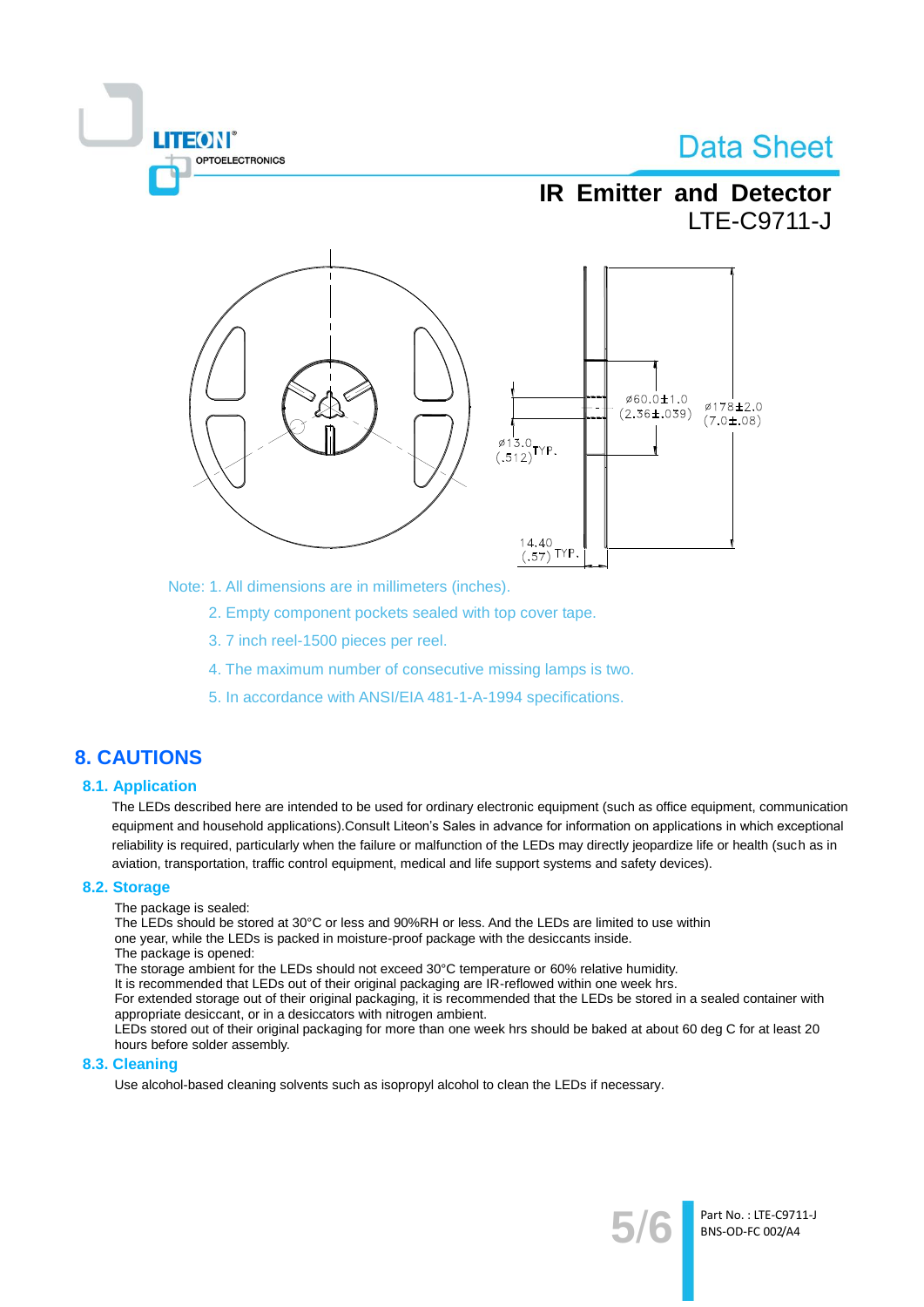Note: 1. All dimensions are in millimeters (inches).

2. Empty component pockets sealed with top cover tape.

3. 7 inch reel-1500 pieces per reel.

4. The maximum number of consecutive missing lamps is two.

5. In accordance with ANSI/EIA 481-1-A-1994 specifications.

# 8. CAUTIONS

## 8.1. Application

The LEDs described here are intended to be used for ordinary electronic equipment (such as office equipment, communication equipment and household applications).Consult Liteon's Sales in advance for information on applications in which exceptional reliability is required, particularly when the failure or malfunction of the LEDs may directly jeopardize life or health (such as in aviation, transportation, traffic control equipment, medical and life support systems and safety devices).

## 8.2. Storage

The package is sealed:
The LEDs should be stored at 30°C or less and 90%RH or less. And the LEDs are limited to use within one year, while the LEDs is packed in moisture-proof package with the desiccants inside.
The package is opened:
The storage ambient for the LEDs should not exceed 30°C temperature or 60% relative humidity.
It is recommended that LEDs out of their original packaging are IR-reflowed within one week hrs.
For extended storage out of their original packaging, it is recommended that the LEDs be stored in a sealed container with appropriate desiccant, or in a desiccators with nitrogen ambient.
LEDs stored out of their original packaging for more than one week hrs should be baked at about 60 deg C for at least 20 hours before solder assembly.

## 8.3. Cleaning

Use alcohol-based cleaning solvents such as isopropyl alcohol to clean the LEDs if necessary.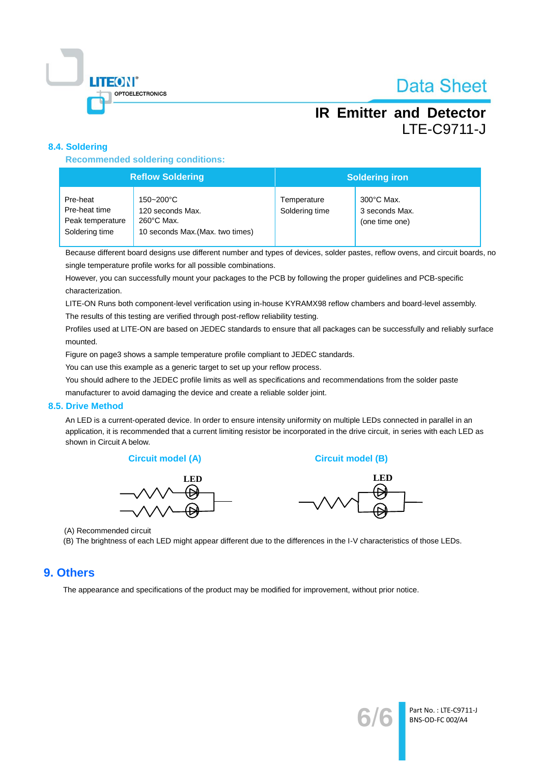### 8.4. Soldering

**Recommended soldering conditions:**

| Reflow Soldering | | Soldering iron | |
|---|---|---|---|
| Pre-heat<br>Pre-heat time<br>Peak temperature<br>Soldering time | 150~200°C<br>120 seconds Max.<br>260°C Max.<br>10 seconds Max.(Max. two times) | Temperature<br>Soldering time | 300°C Max.<br>3 seconds Max.<br>(one time one) |

Because different board designs use different number and types of devices, solder pastes, reflow ovens, and circuit boards, no single temperature profile works for all possible combinations.

However, you can successfully mount your packages to the PCB by following the proper guidelines and PCB-specific characterization.

LITE-ON Runs both component-level verification using in-house KYRAMX98 reflow chambers and board-level assembly. The results of this testing are verified through post-reflow reliability testing.

Profiles used at LITE-ON are based on JEDEC standards to ensure that all packages can be successfully and reliably surface mounted.

Figure on page3 shows a sample temperature profile compliant to JEDEC standards.

You can use this example as a generic target to set up your reflow process.

You should adhere to the JEDEC profile limits as well as specifications and recommendations from the solder paste manufacturer to avoid damaging the device and create a reliable solder joint.

### 8.5. Drive Method

An LED is a current-operated device. In order to ensure intensity uniformity on multiple LEDs connected in parallel in an application, it is recommended that a current limiting resistor be incorporated in the drive circuit, in series with each LED as shown in Circuit A below.

**Circuit model (A)**

LED

**Circuit model (B)**

LED

(A) Recommended circuit

(B) The brightness of each LED might appear different due to the differences in the I-V characteristics of those LEDs.

## 9. Others

The appearance and specifications of the product may be modified for improvement, without prior notice.